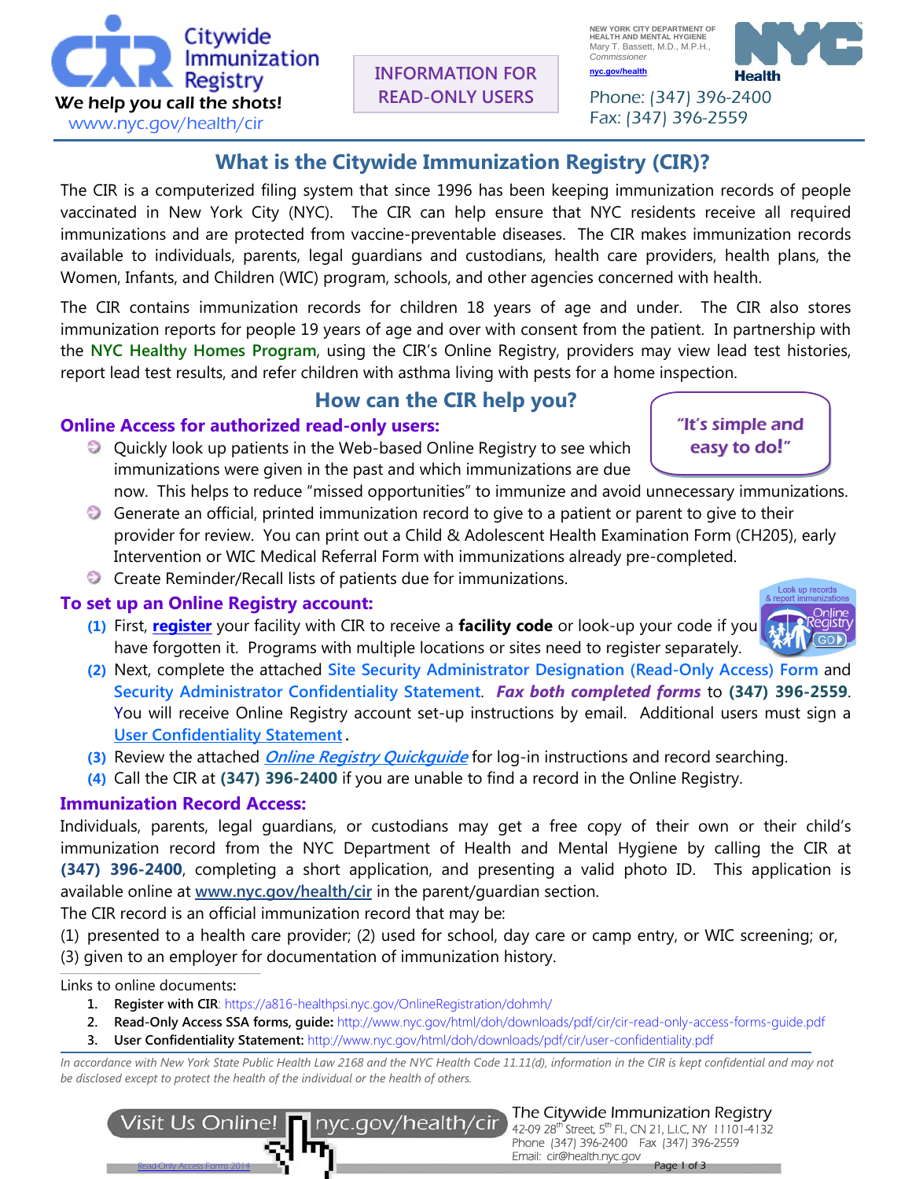Citywide Immunization Registry

*We help you call the shots!*

www.nyc.gov/health/cir

**INFORMATION FOR READ-ONLY USERS**

NEW YORK CITY DEPARTMENT OF HEALTH AND MENTAL HYGIENE
Mary T. Bassett, M.D., M.P.H., *Commissioner*
nyc.gov/health

Phone: (347) 396-2400
Fax: (347) 396-2559

## What is the Citywide Immunization Registry (CIR)?

The CIR is a computerized filing system that since 1996 has been keeping immunization records of people vaccinated in New York City (NYC). The CIR can help ensure that NYC residents receive all required immunizations and are protected from vaccine-preventable diseases. The CIR makes immunization records available to individuals, parents, legal guardians and custodians, health care providers, health plans, the Women, Infants, and Children (WIC) program, schools, and other agencies concerned with health.

The CIR contains immunization records for children 18 years of age and under. The CIR also stores immunization reports for people 19 years of age and over with consent from the patient. In partnership with the **NYC Healthy Homes Program**, using the CIR's Online Registry, providers may view lead test histories, report lead test results, and refer children with asthma living with pests for a home inspection.

## How can the CIR help you?

*"It's simple and easy to do!"*

### Online Access for authorized read-only users:

- Quickly look up patients in the Web-based Online Registry to see which immunizations were given in the past and which immunizations are due now. This helps to reduce "missed opportunities" to immunize and avoid unnecessary immunizations.
- Generate an official, printed immunization record to give to a patient or parent to give to their provider for review. You can print out a Child & Adolescent Health Examination Form (CH205), early Intervention or WIC Medical Referral Form with immunizations already pre-completed.
- Create Reminder/Recall lists of patients due for immunizations.

### To set up an Online Registry account:

**(1)** First, **register** your facility with CIR to receive a **facility code** or look-up your code if you have forgotten it. Programs with multiple locations or sites need to register separately.

**(2)** Next, complete the attached Site Security Administrator Designation (Read-Only Access) Form and Security Administrator Confidentiality Statement. ***Fax both completed forms*** to **(347) 396-2559**. You will receive Online Registry account set-up instructions by email. Additional users must sign a User Confidentiality Statement.

**(3)** Review the attached ***Online Registry Quickguide*** for log-in instructions and record searching.

**(4)** Call the CIR at **(347) 396-2400** if you are unable to find a record in the Online Registry.

### Immunization Record Access:

Individuals, parents, legal guardians, or custodians may get a free copy of their own or their child's immunization record from the NYC Department of Health and Mental Hygiene by calling the CIR at **(347) 396-2400**, completing a short application, and presenting a valid photo ID. This application is available online at www.nyc.gov/health/cir in the parent/guardian section.

The CIR record is an official immunization record that may be:

(1) presented to a health care provider; (2) used for school, day care or camp entry, or WIC screening; or, (3) given to an employer for documentation of immunization history.

Links to online documents:

1. **Register with CIR**: https://a816-healthpsi.nyc.gov/OnlineRegistration/dohmh/
2. **Read-Only Access SSA forms, guide:** http://www.nyc.gov/html/doh/downloads/pdf/cir/cir-read-only-access-forms-guide.pdf
3. **User Confidentiality Statement:** http://www.nyc.gov/html/doh/downloads/pdf/cir/user-confidentiality.pdf

*In accordance with New York State Public Health Law 2168 and the NYC Health Code 11.11(d), information in the CIR is kept confidential and may not be disclosed except to protect the health of the individual or the health of others.*

Visit Us Online! nyc.gov/health/cir

The Citywide Immunization Registry
42-09 28th Street, 5th Fl., CN 21, LIC, NY 11101-4132
Phone (347) 396-2400 Fax (347) 396-2559
Email: cir@health.nyc.gov

Read-Only Access Forms 2014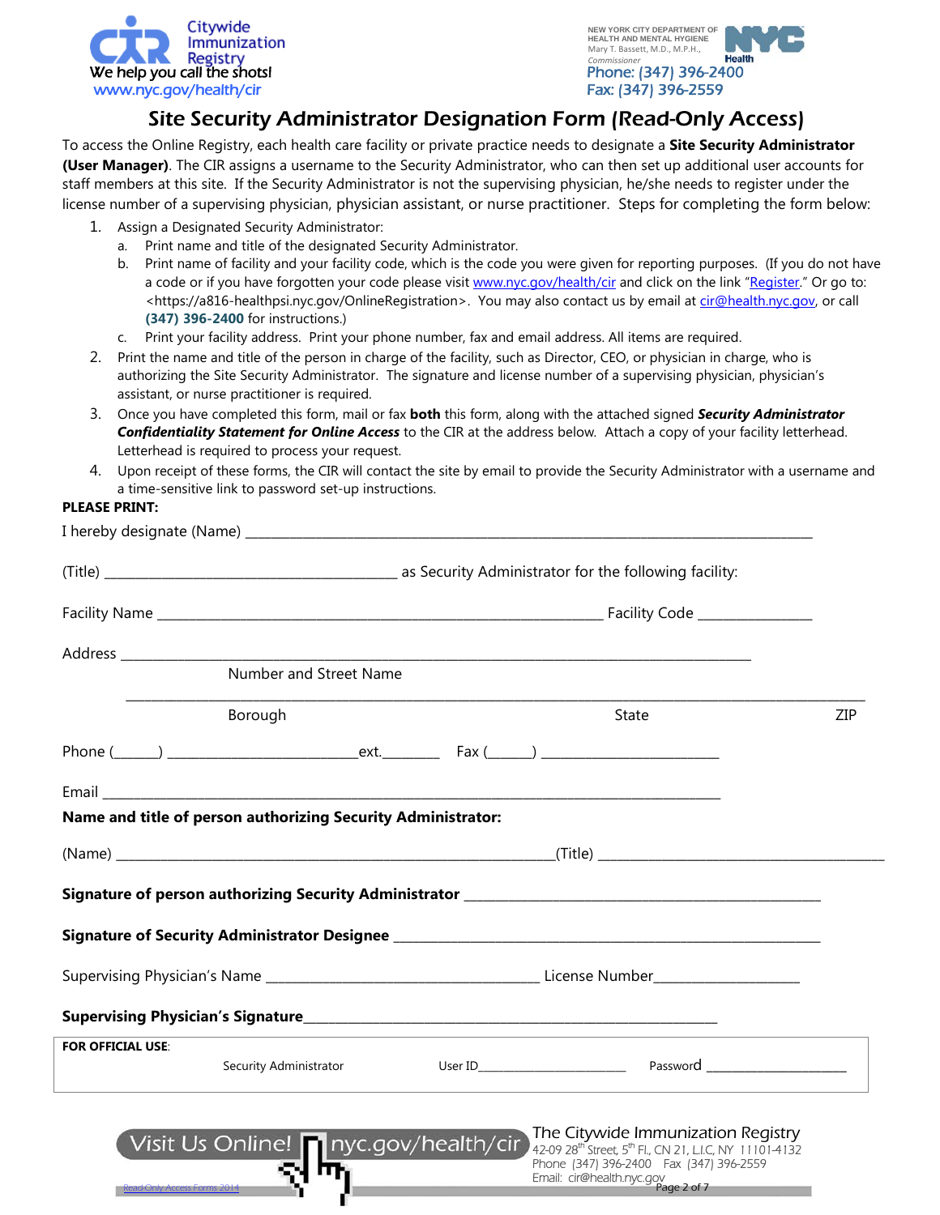Citywide Immunization Registry
We help you call the shots!
www.nyc.gov/health/cir

NEW YORK CITY DEPARTMENT OF HEALTH AND MENTAL HYGIENE
Mary T. Bassett, M.D., M.P.H., Commissioner
Phone: (347) 396-2400
Fax: (347) 396-2559

# Site Security Administrator Designation Form (Read-Only Access)

To access the Online Registry, each health care facility or private practice needs to designate a **Site Security Administrator (User Manager)**. The CIR assigns a username to the Security Administrator, who can then set up additional user accounts for staff members at this site. If the Security Administrator is not the supervising physician, he/she needs to register under the license number of a supervising physician, physician assistant, or nurse practitioner. Steps for completing the form below:

1. Assign a Designated Security Administrator:
   a. Print name and title of the designated Security Administrator.
   b. Print name of facility and your facility code, which is the code you were given for reporting purposes. (If you do not have a code or if you have forgotten your code please visit www.nyc.gov/health/cir and click on the link "Register." Or go to: <https://a816-healthpsi.nyc.gov/OnlineRegistration>. You may also contact us by email at cir@health.nyc.gov, or call **(347) 396-2400** for instructions.)
   c. Print your facility address. Print your phone number, fax and email address. All items are required.
2. Print the name and title of the person in charge of the facility, such as Director, CEO, or physician in charge, who is authorizing the Site Security Administrator. The signature and license number of a supervising physician, physician's assistant, or nurse practitioner is required.
3. Once you have completed this form, mail or fax **both** this form, along with the attached signed ***Security Administrator Confidentiality Statement for Online Access*** to the CIR at the address below. Attach a copy of your facility letterhead. Letterhead is required to process your request.
4. Upon receipt of these forms, the CIR will contact the site by email to provide the Security Administrator with a username and a time-sensitive link to password set-up instructions.

**PLEASE PRINT:**

I hereby designate (Name) ______________________________________________

(Title) ______________________________ as Security Administrator for the following facility:

Facility Name ______________________________________________ Facility Code ______________

Address ______________________________________________
Number and Street Name

______________________________________________
Borough State ZIP

Phone (_____) ____________________ ext.________ Fax (_____) ____________________

Email ______________________________________________

**Name and title of person authorizing Security Administrator:**

(Name) ______________________________________________ (Title) ______________________________

**Signature of person authorizing Security Administrator** ______________________________

**Signature of Security Administrator Designee** ______________________________

Supervising Physician's Name ______________________________ License Number____________________

**Supervising Physician's Signature**______________________________________________

**FOR OFFICIAL USE**:
Security Administrator User ID______________________ Password ____________________

Visit Us Online! nyc.gov/health/cir

The Citywide Immunization Registry
42-09 28th Street, 5th Fl., CN 21, L.I.C, NY 11101-4132
Phone (347) 396-2400 Fax (347) 396-2559
Email: cir@health.nyc.gov

Read-Only Access Forms 2014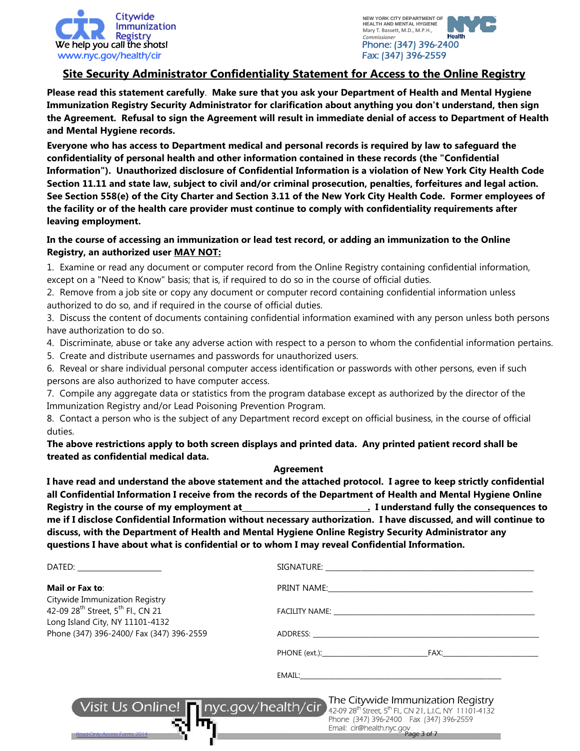Citywide Immunization Registry
We help you call the shots!
www.nyc.gov/health/cir

NEW YORK CITY DEPARTMENT OF HEALTH AND MENTAL HYGIENE
Mary T. Bassett, M.D., M.P.H., Commissioner
Phone: (347) 396-2400
Fax: (347) 396-2559

# Site Security Administrator Confidentiality Statement for Access to the Online Registry

**Please read this statement carefully. Make sure that you ask your Department of Health and Mental Hygiene Immunization Registry Security Administrator for clarification about anything you don't understand, then sign the Agreement. Refusal to sign the Agreement will result in immediate denial of access to Department of Health and Mental Hygiene records.**

**Everyone who has access to Department medical and personal records is required by law to safeguard the confidentiality of personal health and other information contained in these records (the "Confidential Information"). Unauthorized disclosure of Confidential Information is a violation of New York City Health Code Section 11.11 and state law, subject to civil and/or criminal prosecution, penalties, forfeitures and legal action. See Section 558(e) of the City Charter and Section 3.11 of the New York City Health Code. Former employees of the facility or of the health care provider must continue to comply with confidentiality requirements after leaving employment.**

**In the course of accessing an immunization or lead test record, or adding an immunization to the Online Registry, an authorized user MAY NOT:**

1. Examine or read any document or computer record from the Online Registry containing confidential information, except on a "Need to Know" basis; that is, if required to do so in the course of official duties.
2. Remove from a job site or copy any document or computer record containing confidential information unless authorized to do so, and if required in the course of official duties.
3. Discuss the content of documents containing confidential information examined with any person unless both persons have authorization to do so.
4. Discriminate, abuse or take any adverse action with respect to a person to whom the confidential information pertains.
5. Create and distribute usernames and passwords for unauthorized users.
6. Reveal or share individual personal computer access identification or passwords with other persons, even if such persons are also authorized to have computer access.
7. Compile any aggregate data or statistics from the program database except as authorized by the director of the Immunization Registry and/or Lead Poisoning Prevention Program.
8. Contact a person who is the subject of any Department record except on official business, in the course of official duties.

**The above restrictions apply to both screen displays and printed data. Any printed patient record shall be treated as confidential medical data.**

**Agreement**

**I have read and understand the above statement and the attached protocol. I agree to keep strictly confidential all Confidential Information I receive from the records of the Department of Health and Mental Hygiene Online Registry in the course of my employment at\_\_\_\_\_\_\_\_\_\_\_\_\_\_\_\_\_\_\_\_\_\_\_\_\_\_\_\_. I understand fully the consequences to me if I disclose Confidential Information without necessary authorization. I have discussed, and will continue to discuss, with the Department of Health and Mental Hygiene Online Registry Security Administrator any questions I have about what is confidential or to whom I may reveal Confidential Information.**

DATED: \_\_\_\_\_\_\_\_\_\_\_\_\_\_\_\_\_\_\_\_

SIGNATURE: \_\_\_\_\_\_\_\_\_\_\_\_\_\_\_\_\_\_\_\_\_\_\_\_\_\_\_\_\_\_\_\_\_\_\_\_\_\_\_\_\_\_\_\_\_\_\_\_

PRINT NAME: \_\_\_\_\_\_\_\_\_\_\_\_\_\_\_\_\_\_\_\_\_\_\_\_\_\_\_\_\_\_\_\_\_\_\_\_\_\_\_\_\_\_\_\_\_\_\_\_

FACILITY NAME: \_\_\_\_\_\_\_\_\_\_\_\_\_\_\_\_\_\_\_\_\_\_\_\_\_\_\_\_\_\_\_\_\_\_\_\_\_\_\_\_\_\_\_\_\_

ADDRESS: \_\_\_\_\_\_\_\_\_\_\_\_\_\_\_\_\_\_\_\_\_\_\_\_\_\_\_\_\_\_\_\_\_\_\_\_\_\_\_\_\_\_\_\_\_\_\_\_\_\_\_\_

PHONE (ext.): \_\_\_\_\_\_\_\_\_\_\_\_\_\_\_\_\_\_\_\_\_\_\_\_\_\_ FAX: \_\_\_\_\_\_\_\_\_\_\_\_\_\_\_\_\_\_\_\_\_\_\_\_

EMAIL: \_\_\_\_\_\_\_\_\_\_\_\_\_\_\_\_\_\_\_\_\_\_\_\_\_\_\_\_\_\_\_\_\_\_\_\_\_\_\_\_\_\_\_\_\_\_\_\_\_\_\_\_

**Mail or Fax to**:
Citywide Immunization Registry
42-09 28th Street, 5th Fl., CN 21
Long Island City, NY 11101-4132
Phone (347) 396-2400/ Fax (347) 396-2559

Visit Us Online! nyc.gov/health/cir

The Citywide Immunization Registry
42-09 28th Street, 5th Fl., CN 21, L.I.C, NY 11101-4132
Phone (347) 396-2400 Fax (347) 396-2559
Email: cir@health.nyc.gov

Read-Only Access Forms 2014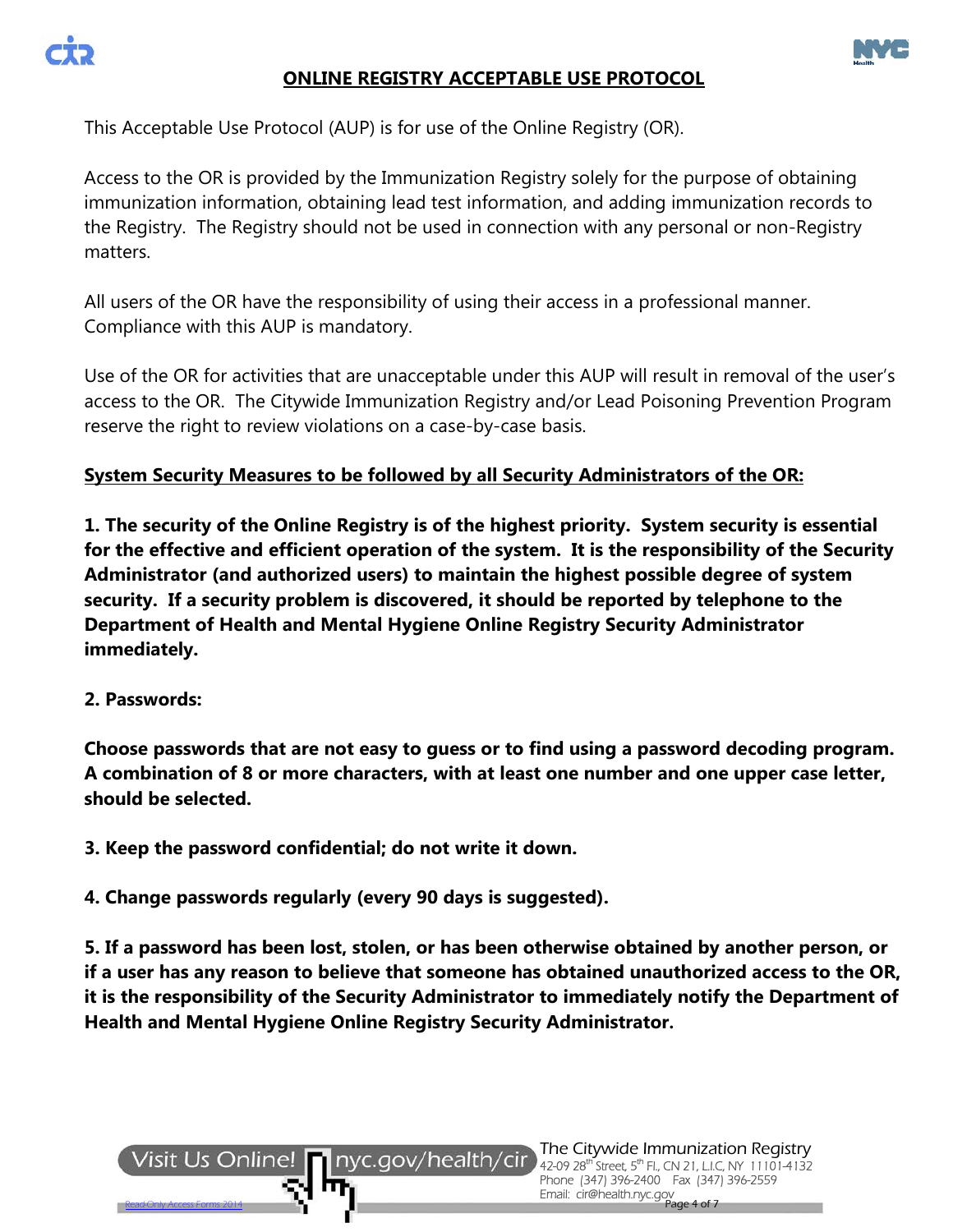# ONLINE REGISTRY ACCEPTABLE USE PROTOCOL

This Acceptable Use Protocol (AUP) is for use of the Online Registry (OR).

Access to the OR is provided by the Immunization Registry solely for the purpose of obtaining immunization information, obtaining lead test information, and adding immunization records to the Registry. The Registry should not be used in connection with any personal or non-Registry matters.

All users of the OR have the responsibility of using their access in a professional manner. Compliance with this AUP is mandatory.

Use of the OR for activities that are unacceptable under this AUP will result in removal of the user's access to the OR. The Citywide Immunization Registry and/or Lead Poisoning Prevention Program reserve the right to review violations on a case-by-case basis.

## System Security Measures to be followed by all Security Administrators of the OR:

**1. The security of the Online Registry is of the highest priority. System security is essential for the effective and efficient operation of the system. It is the responsibility of the Security Administrator (and authorized users) to maintain the highest possible degree of system security. If a security problem is discovered, it should be reported by telephone to the Department of Health and Mental Hygiene Online Registry Security Administrator immediately.**

**2. Passwords:**

**Choose passwords that are not easy to guess or to find using a password decoding program. A combination of 8 or more characters, with at least one number and one upper case letter, should be selected.**

**3. Keep the password confidential; do not write it down.**

**4. Change passwords regularly (every 90 days is suggested).**

**5. If a password has been lost, stolen, or has been otherwise obtained by another person, or if a user has any reason to believe that someone has obtained unauthorized access to the OR, it is the responsibility of the Security Administrator to immediately notify the Department of Health and Mental Hygiene Online Registry Security Administrator.**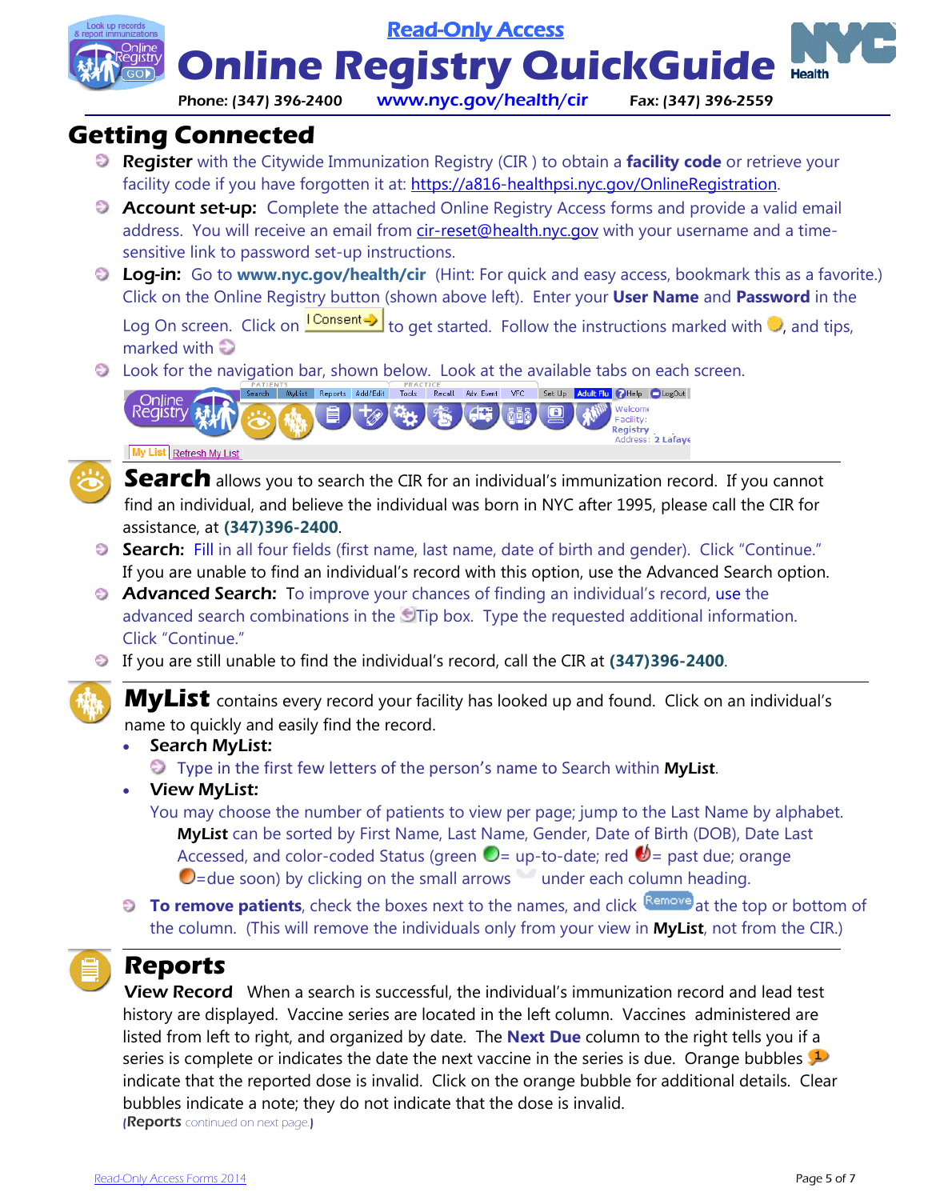Read-Only Access

# Online Registry QuickGuide

Phone: (347) 396-2400 www.nyc.gov/health/cir Fax: (347) 396-2559

## Getting Connected

- **Register** with the Citywide Immunization Registry (CIR ) to obtain a **facility code** or retrieve your facility code if you have forgotten it at: https://a816-healthpsi.nyc.gov/OnlineRegistration.
- **Account set-up:** Complete the attached Online Registry Access forms and provide a valid email address. You will receive an email from cir-reset@health.nyc.gov with your username and a time-sensitive link to password set-up instructions.
- **Log-in:** Go to **www.nyc.gov/health/cir** (Hint: For quick and easy access, bookmark this as a favorite.) Click on the Online Registry button (shown above left). Enter your **User Name** and **Password** in the Log On screen. Click on I Consent to get started. Follow the instructions marked with , and tips, marked with
- Look for the navigation bar, shown below. Look at the available tabs on each screen.

## Search

**Search** allows you to search the CIR for an individual's immunization record. If you cannot find an individual, and believe the individual was born in NYC after 1995, please call the CIR for assistance, at **(347)396-2400**.

- **Search:** Fill in all four fields (first name, last name, date of birth and gender). Click "Continue." If you are unable to find an individual's record with this option, use the Advanced Search option.
- **Advanced Search:** To improve your chances of finding an individual's record, use the advanced search combinations in the Tip box. Type the requested additional information. Click "Continue."
- If you are still unable to find the individual's record, call the CIR at **(347)396-2400**.

## MyList

**MyList** contains every record your facility has looked up and found. Click on an individual's name to quickly and easily find the record.

- **Search MyList:**
  - Type in the first few letters of the person's name to Search within **MyList**.
- **View MyList:**

  You may choose the number of patients to view per page; jump to the Last Name by alphabet. **MyList** can be sorted by First Name, Last Name, Gender, Date of Birth (DOB), Date Last Accessed, and color-coded Status (green = up-to-date; red = past due; orange =due soon) by clicking on the small arrows under each column heading.
- **To remove patients**, check the boxes next to the names, and click Remove at the top or bottom of the column. (This will remove the individuals only from your view in **MyList**, not from the CIR.)

## Reports

**View Record** When a search is successful, the individual's immunization record and lead test history are displayed. Vaccine series are located in the left column. Vaccines administered are listed from left to right, and organized by date. The **Next Due** column to the right tells you if a series is complete or indicates the date the next vaccine in the series is due. Orange bubbles indicate that the reported dose is invalid. Click on the orange bubble for additional details. Clear bubbles indicate a note; they do not indicate that the dose is invalid.

(**Reports** continued on next page.)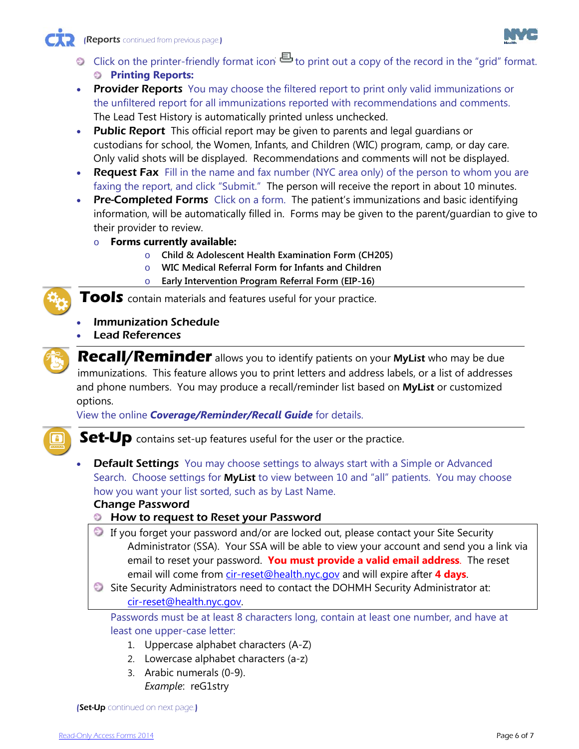(**Reports** continued from previous page.)

- Click on the printer-friendly format icon to print out a copy of the record in the "grid" format.
  - **Printing Reports:**
- **Provider Reports** You may choose the filtered report to print only valid immunizations or the unfiltered report for all immunizations reported with recommendations and comments. The Lead Test History is automatically printed unless unchecked.
- **Public Report** This official report may be given to parents and legal guardians or custodians for school, the Women, Infants, and Children (WIC) program, camp, or day care. Only valid shots will be displayed. Recommendations and comments will not be displayed.
- ***Request Fax*** Fill in the name and fax number (NYC area only) of the person to whom you are faxing the report, and click "Submit." The person will receive the report in about 10 minutes.
- **Pre-Completed Forms** Click on a form. The patient's immunizations and basic identifying information, will be automatically filled in. Forms may be given to the parent/guardian to give to their provider to review.
  - **Forms currently available:**
    - **Child & Adolescent Health Examination Form (CH205)**
    - **WIC Medical Referral Form for Infants and Children**
    - **Early Intervention Program Referral Form (EIP-16)**

## Tools

**Tools** contain materials and features useful for your practice.

- ***Immunization Schedule***
- ***Lead References***

## Recall/Reminder

**Recall/Reminder** allows you to identify patients on your **MyList** who may be due immunizations. This feature allows you to print letters and address labels, or a list of addresses and phone numbers. You may produce a recall/reminder list based on **MyList** or customized options.

View the online ***Coverage/Reminder/Recall Guide*** for details.

## Set-Up

**Set-Up** contains set-up features useful for the user or the practice.

- **Default Settings** You may choose settings to always start with a Simple or Advanced Search. Choose settings for **MyList** to view between 10 and "all" patients. You may choose how you want your list sorted, such as by Last Name.

  **Change Password**

  - **How to request to Reset your Password**

- If you forget your password and/or are locked out, please contact your Site Security Administrator (SSA). Your SSA will be able to view your account and send you a link via email to reset your password. **You must provide a valid email address**. The reset email will come from cir-reset@health.nyc.gov and will expire after **4 days**.
- Site Security Administrators need to contact the DOHMH Security Administrator at: cir-reset@health.nyc.gov.

Passwords must be at least 8 characters long, contain at least one number, and have at least one upper-case letter:

1. Uppercase alphabet characters (A-Z)
2. Lowercase alphabet characters (a-z)
3. Arabic numerals (0-9).
   *Example*: reG1stry

(**Set-Up** continued on next page.)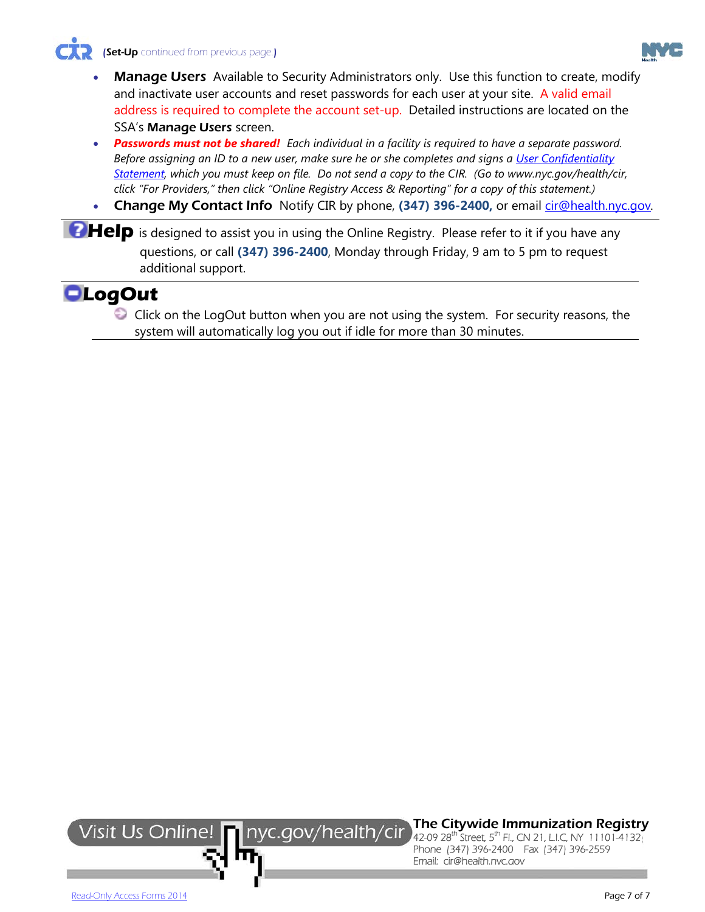(**Set-Up** continued from previous page.)

- **Manage Users** Available to Security Administrators only. Use this function to create, modify and inactivate user accounts and reset passwords for each user at your site. A valid email address is required to complete the account set-up. Detailed instructions are located on the SSA's **Manage Users** screen.
- ***Passwords must not be shared!*** *Each individual in a facility is required to have a separate password. Before assigning an ID to a new user, make sure he or she completes and signs a User Confidentiality Statement, which you must keep on file. Do not send a copy to the CIR. (Go to www.nyc.gov/health/cir, click "For Providers," then click "Online Registry Access & Reporting" for a copy of this statement.)*
- **Change My Contact Info** Notify CIR by phone, **(347) 396-2400,** or email cir@health.nyc.gov.

## Help

**Help** is designed to assist you in using the Online Registry. Please refer to it if you have any questions, or call **(347) 396-2400**, Monday through Friday, 9 am to 5 pm to request additional support.

## LogOut

Click on the LogOut button when you are not using the system. For security reasons, the system will automatically log you out if idle for more than 30 minutes.

Visit Us Online! nyc.gov/health/cir

**The Citywide Immunization Registry**
42-09 28th Street, 5th Fl., CN 21, L.I.C, NY 11101-4132
Phone (347) 396-2400 Fax (347) 396-2559
Email: cir@health.nyc.gov

Read-Only Access Forms 2014